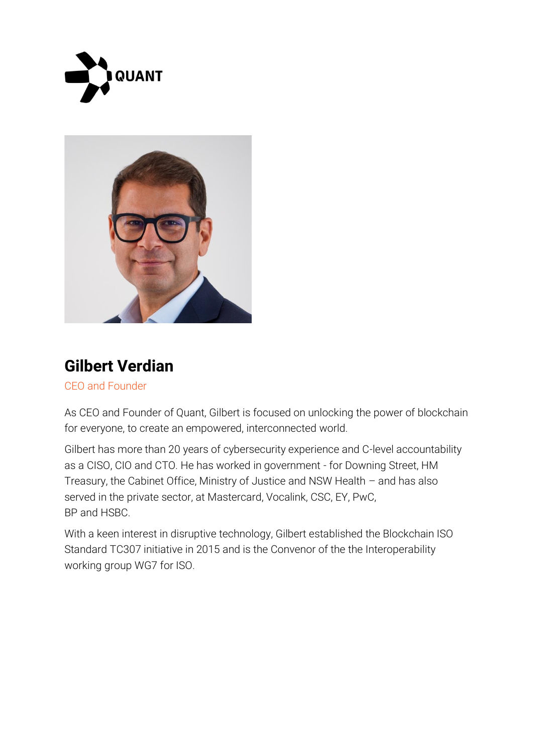QUANT

# Gilbert Verdian

CEO and Founder

As CEO and Founder of Quant, Gilbert is focused on unlocking the power of blockchain for everyone, to create an empowered, interconnected world.

Gilbert has more than 20 years of cybersecurity experience and C-level accountability as a CISO, CIO and CTO. He has worked in government - for Downing Street, HM Treasury, the Cabinet Office, Ministry of Justice and NSW Health – and has also served in the private sector, at Mastercard, Vocalink, CSC, EY, PwC, BP and HSBC.

With a keen interest in disruptive technology, Gilbert established the Blockchain ISO Standard TC307 initiative in 2015 and is the Convenor of the the Interoperability working group WG7 for ISO.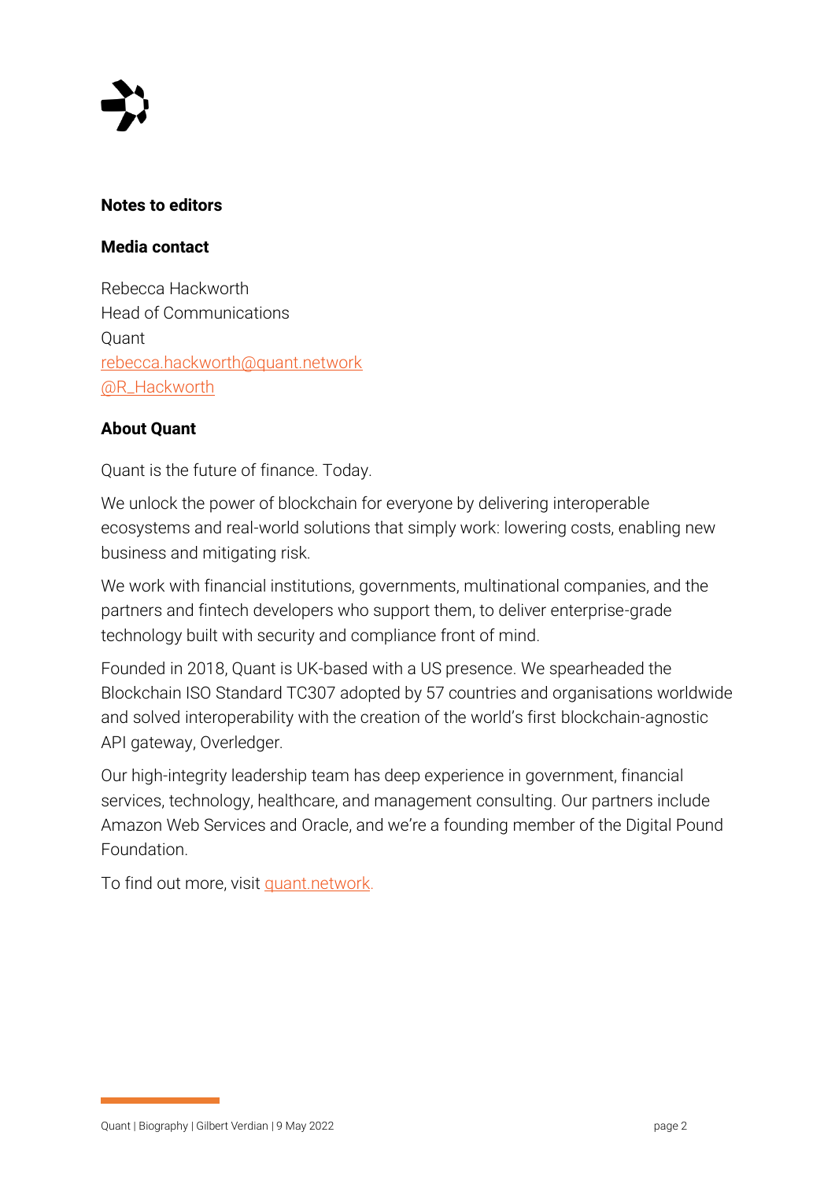**Notes to editors**

**Media contact**

Rebecca Hackworth
Head of Communications
Quant
rebecca.hackworth@quant.network
@R_Hackworth

**About Quant**

Quant is the future of finance. Today.

We unlock the power of blockchain for everyone by delivering interoperable ecosystems and real-world solutions that simply work: lowering costs, enabling new business and mitigating risk.

We work with financial institutions, governments, multinational companies, and the partners and fintech developers who support them, to deliver enterprise-grade technology built with security and compliance front of mind.

Founded in 2018, Quant is UK-based with a US presence. We spearheaded the Blockchain ISO Standard TC307 adopted by 57 countries and organisations worldwide and solved interoperability with the creation of the world's first blockchain-agnostic API gateway, Overledger.

Our high-integrity leadership team has deep experience in government, financial services, technology, healthcare, and management consulting. Our partners include Amazon Web Services and Oracle, and we're a founding member of the Digital Pound Foundation.

To find out more, visit quant.network.